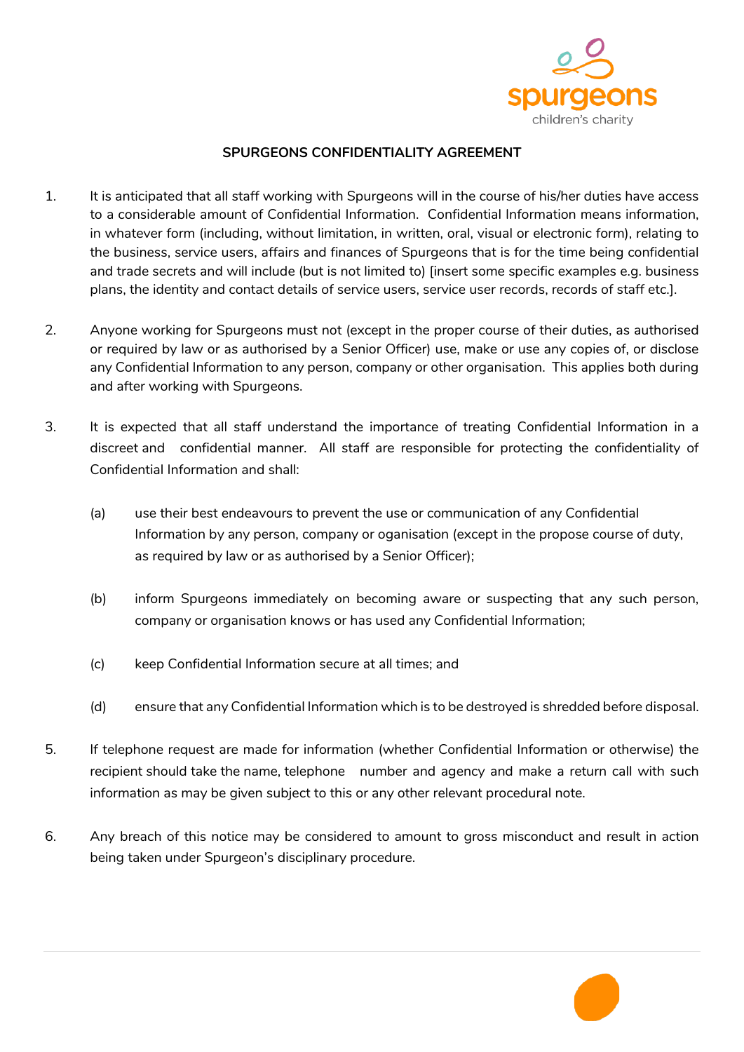spurgeons
children's charity

**SPURGEONS CONFIDENTIALITY AGREEMENT**

1. It is anticipated that all staff working with Spurgeons will in the course of his/her duties have access to a considerable amount of Confidential Information. Confidential Information means information, in whatever form (including, without limitation, in written, oral, visual or electronic form), relating to the business, service users, affairs and finances of Spurgeons that is for the time being confidential and trade secrets and will include (but is not limited to) [insert some specific examples e.g. business plans, the identity and contact details of service users, service user records, records of staff etc.].

2. Anyone working for Spurgeons must not (except in the proper course of their duties, as authorised or required by law or as authorised by a Senior Officer) use, make or use any copies of, or disclose any Confidential Information to any person, company or other organisation. This applies both during and after working with Spurgeons.

3. It is expected that all staff understand the importance of treating Confidential Information in a discreet and confidential manner. All staff are responsible for protecting the confidentiality of Confidential Information and shall:

   (a) use their best endeavours to prevent the use or communication of any Confidential Information by any person, company or oganisation (except in the propose course of duty, as required by law or as authorised by a Senior Officer);

   (b) inform Spurgeons immediately on becoming aware or suspecting that any such person, company or organisation knows or has used any Confidential Information;

   (c) keep Confidential Information secure at all times; and

   (d) ensure that any Confidential Information which is to be destroyed is shredded before disposal.

5. If telephone request are made for information (whether Confidential Information or otherwise) the recipient should take the name, telephone number and agency and make a return call with such information as may be given subject to this or any other relevant procedural note.

6. Any breach of this notice may be considered to amount to gross misconduct and result in action being taken under Spurgeon's disciplinary procedure.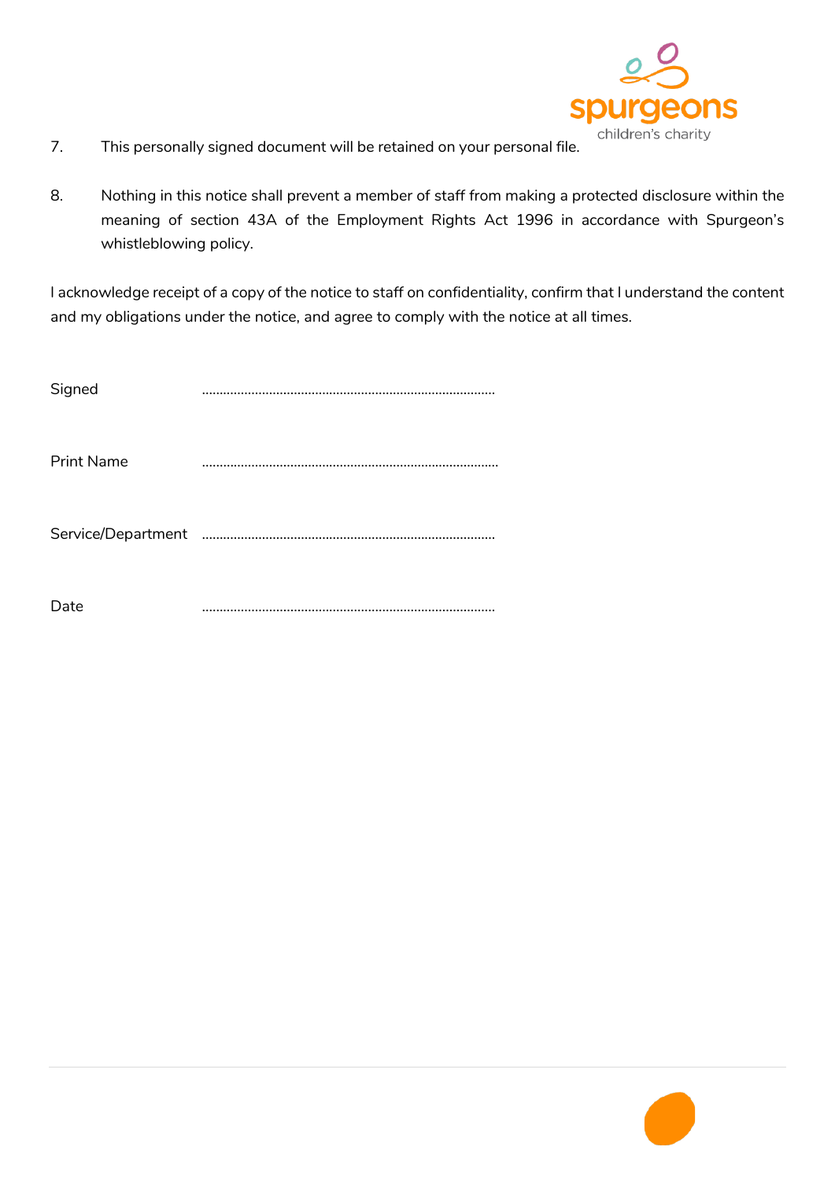7. This personally signed document will be retained on your personal file.

8. Nothing in this notice shall prevent a member of staff from making a protected disclosure within the meaning of section 43A of the Employment Rights Act 1996 in accordance with Spurgeon's whistleblowing policy.

I acknowledge receipt of a copy of the notice to staff on confidentiality, confirm that I understand the content and my obligations under the notice, and agree to comply with the notice at all times.

Signed ..................................................................................

Print Name ..................................................................................

Service/Department ..................................................................................

Date ..................................................................................